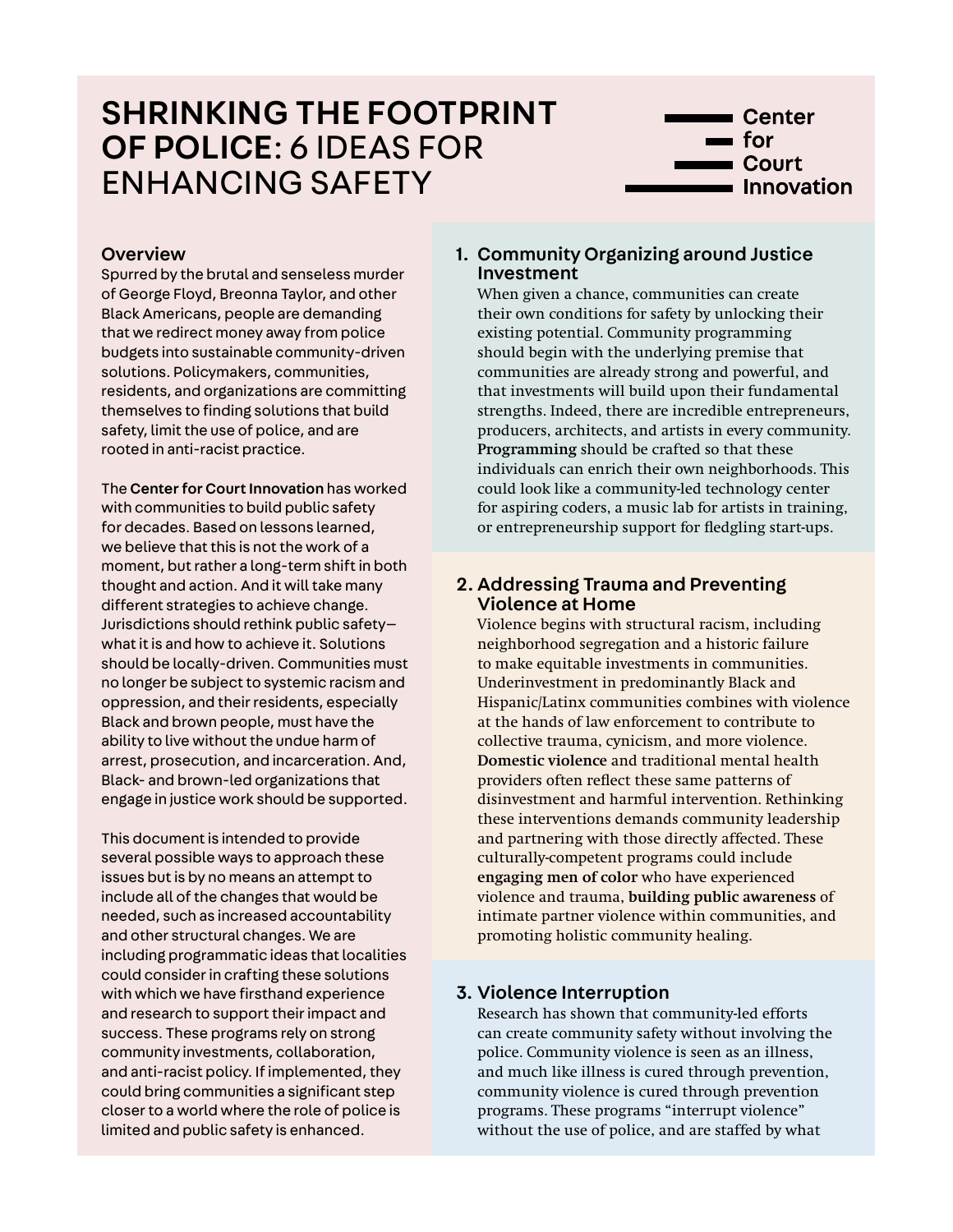# SHRINKING THE FOOTPRINT OF POLICE: 6 IDEAS FOR ENHANCING SAFETY

Center for Court Innovation

## Overview

Spurred by the brutal and senseless murder of George Floyd, Breonna Taylor, and other Black Americans, people are demanding that we redirect money away from police budgets into sustainable community-driven solutions. Policymakers, communities, residents, and organizations are committing themselves to finding solutions that build safety, limit the use of police, and are rooted in anti-racist practice.

The **Center for Court Innovation** has worked with communities to build public safety for decades. Based on lessons learned, we believe that this is not the work of a moment, but rather a long-term shift in both thought and action. And it will take many different strategies to achieve change. Jurisdictions should rethink public safety—what it is and how to achieve it. Solutions should be locally-driven. Communities must no longer be subject to systemic racism and oppression, and their residents, especially Black and brown people, must have the ability to live without the undue harm of arrest, prosecution, and incarceration. And, Black- and brown-led organizations that engage in justice work should be supported.

This document is intended to provide several possible ways to approach these issues but is by no means an attempt to include all of the changes that would be needed, such as increased accountability and other structural changes. We are including programmatic ideas that localities could consider in crafting these solutions with which we have firsthand experience and research to support their impact and success. These programs rely on strong community investments, collaboration, and anti-racist policy. If implemented, they could bring communities a significant step closer to a world where the role of police is limited and public safety is enhanced.

## 1. Community Organizing around Justice Investment

When given a chance, communities can create their own conditions for safety by unlocking their existing potential. Community programming should begin with the underlying premise that communities are already strong and powerful, and that investments will build upon their fundamental strengths. Indeed, there are incredible entrepreneurs, producers, architects, and artists in every community. **Programming** should be crafted so that these individuals can enrich their own neighborhoods. This could look like a community-led technology center for aspiring coders, a music lab for artists in training, or entrepreneurship support for fledgling start-ups.

## 2. Addressing Trauma and Preventing Violence at Home

Violence begins with structural racism, including neighborhood segregation and a historic failure to make equitable investments in communities. Underinvestment in predominantly Black and Hispanic/Latinx communities combines with violence at the hands of law enforcement to contribute to collective trauma, cynicism, and more violence. **Domestic violence** and traditional mental health providers often reflect these same patterns of disinvestment and harmful intervention. Rethinking these interventions demands community leadership and partnering with those directly affected. These culturally-competent programs could include **engaging men of color** who have experienced violence and trauma, **building public awareness** of intimate partner violence within communities, and promoting holistic community healing.

## 3. Violence Interruption

Research has shown that community-led efforts can create community safety without involving the police. Community violence is seen as an illness, and much like illness is cured through prevention, community violence is cured through prevention programs. These programs "interrupt violence" without the use of police, and are staffed by what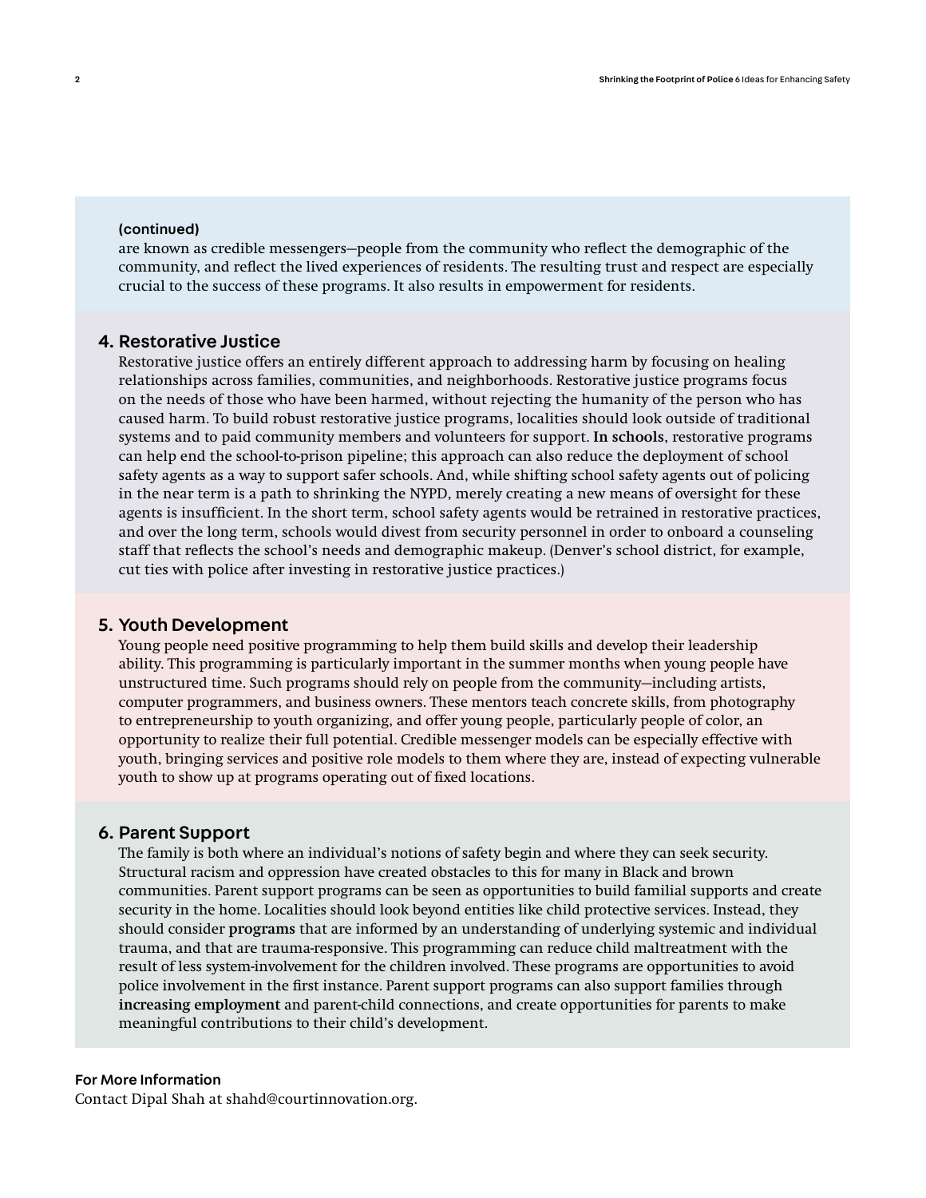**(continued)**
are known as credible messengers—people from the community who reflect the demographic of the community, and reflect the lived experiences of residents. The resulting trust and respect are especially crucial to the success of these programs. It also results in empowerment for residents.

## 4. Restorative Justice

Restorative justice offers an entirely different approach to addressing harm by focusing on healing relationships across families, communities, and neighborhoods. Restorative justice programs focus on the needs of those who have been harmed, without rejecting the humanity of the person who has caused harm. To build robust restorative justice programs, localities should look outside of traditional systems and to paid community members and volunteers for support. **In schools**, restorative programs can help end the school-to-prison pipeline; this approach can also reduce the deployment of school safety agents as a way to support safer schools. And, while shifting school safety agents out of policing in the near term is a path to shrinking the NYPD, merely creating a new means of oversight for these agents is insufficient. In the short term, school safety agents would be retrained in restorative practices, and over the long term, schools would divest from security personnel in order to onboard a counseling staff that reflects the school's needs and demographic makeup. (Denver's school district, for example, cut ties with police after investing in restorative justice practices.)

## 5. Youth Development

Young people need positive programming to help them build skills and develop their leadership ability. This programming is particularly important in the summer months when young people have unstructured time. Such programs should rely on people from the community—including artists, computer programmers, and business owners. These mentors teach concrete skills, from photography to entrepreneurship to youth organizing, and offer young people, particularly people of color, an opportunity to realize their full potential. Credible messenger models can be especially effective with youth, bringing services and positive role models to them where they are, instead of expecting vulnerable youth to show up at programs operating out of fixed locations.

## 6. Parent Support

The family is both where an individual's notions of safety begin and where they can seek security. Structural racism and oppression have created obstacles to this for many in Black and brown communities. Parent support programs can be seen as opportunities to build familial supports and create security in the home. Localities should look beyond entities like child protective services. Instead, they should consider **programs** that are informed by an understanding of underlying systemic and individual trauma, and that are trauma-responsive. This programming can reduce child maltreatment with the result of less system-involvement for the children involved. These programs are opportunities to avoid police involvement in the first instance. Parent support programs can also support families through **increasing employment** and parent-child connections, and create opportunities for parents to make meaningful contributions to their child's development.

### For More Information

Contact Dipal Shah at shahd@courtinnovation.org.